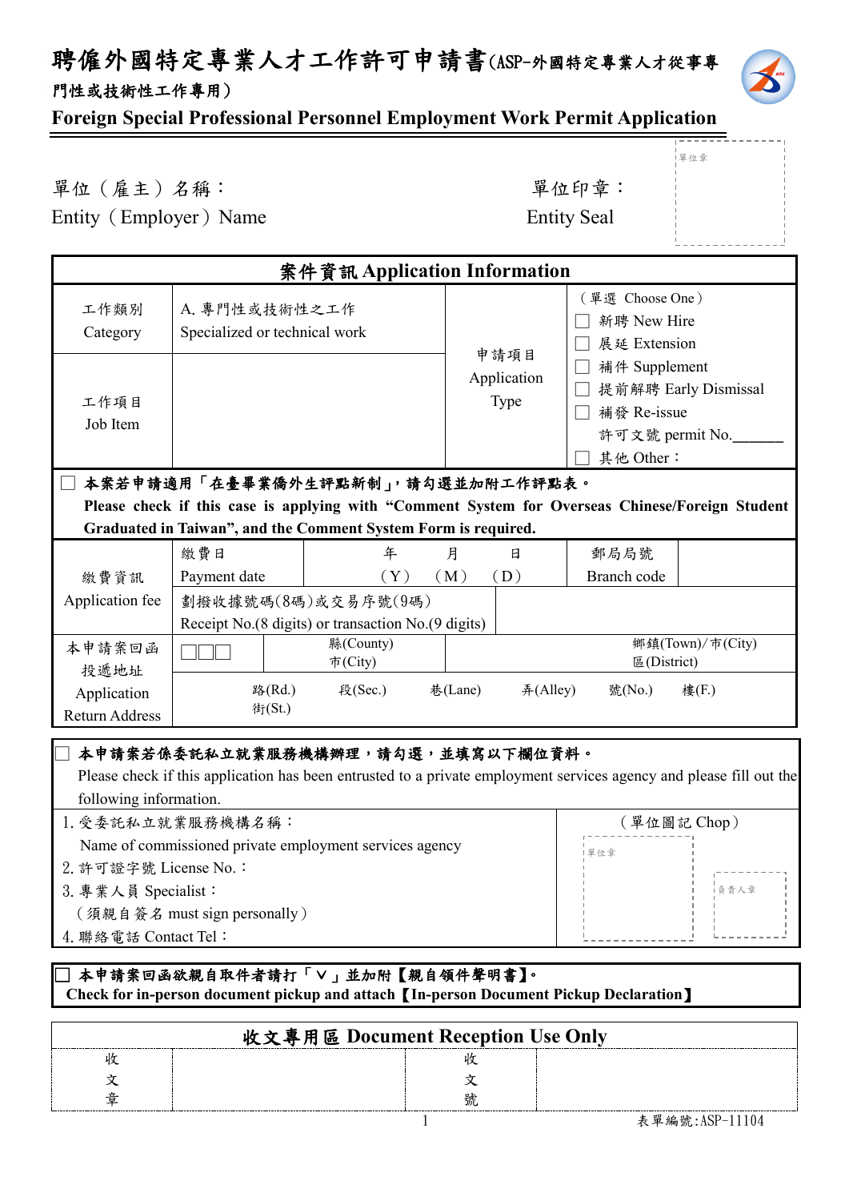# 聘僱外國特定專業人才工作許可申請書(ASP-外國特定專業人才從事專門性或技術性工作專用)

## Foreign Special Professional Personnel Employment Work Permit Application

單位章

單位（雇主）名稱：
Entity（Employer）Name

單位印章：
Entity Seal

| 案件資訊 Application Information | | | |
|---|---|---|---|
| 工作類別 Category | A. 專門性或技術性之工作 Specialized or technical work | 申請項目 Application Type | （單選 Choose One）<br>☐ 新聘 New Hire<br>☐ 展延 Extension<br>☐ 補件 Supplement<br>☐ 提前解聘 Early Dismissal<br>☐ 補發 Re-issue<br>許可文號 permit No.______<br>☐ 其他 Other： |
| 工作項目 Job Item | | | |

☐ **本案若申請適用「在臺畢業僑外生評點新制」，請勾選並加附工作評點表。**
**Please check if this case is applying with "Comment System for Overseas Chinese/Foreign Student Graduated in Taiwan", and the Comment System Form is required.**

| | | | | |
|---|---|---|---|---|
| 繳費資訊 Application fee | 繳費日 Payment date | 年（Y） 月（M） 日（D） | 郵局局號 Branch code | |
| | 劃撥收據號碼(8碼)或交易序號(9碼) Receipt No.(8 digits) or transaction No.(9 digits) | | | |
| 本申請案回函投遞地址 Application Return Address | □□□ | 縣(County) 市(City) | 鄉鎮(Town)/市(City) 區(District) | |
| | 路(Rd.) 街(St.) 段(Sec.) 巷(Lane) 弄(Alley) 號(No.) 樓(F.) | | | |

☐ **本申請案若係委託私立就業服務機構辦理，請勾選，並填寫以下欄位資料。**
Please check if this application has been entrusted to a private employment services agency and please fill out the following information.

| | |
|---|---|
| 1. 受委託私立就業服務機構名稱：<br>Name of commissioned private employment services agency<br>2. 許可證字號 License No.：<br>3. 專業人員 Specialist：<br>（須親自簽名 must sign personally）<br>4. 聯絡電話 Contact Tel： | （單位圖記 Chop）<br>單位章 負責人章 |

☐ **本申請案回函欲親自取件者請打「V」並加附【親自領件聲明書】。**
**Check for in-person document pickup and attach【In-person Document Pickup Declaration】**

| 收文專用區 Document Reception Use Only | | | |
|---|---|---|---|
| 收文章 | | 收文號 | |

表單編號:ASP-11104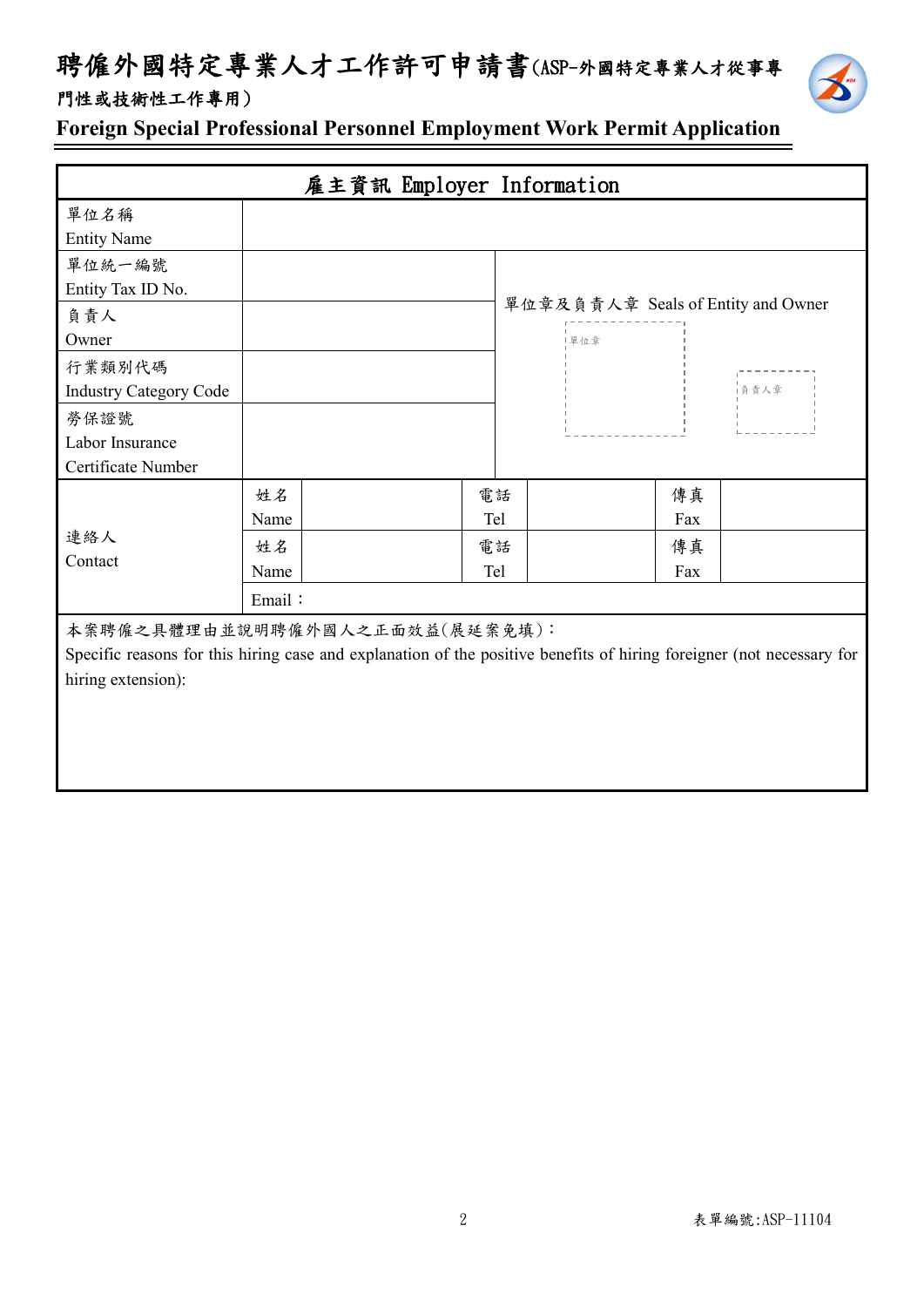# 聘僱外國特定專業人才工作許可申請書(ASP-外國特定專業人才從事專門性或技術性工作專用）

**Foreign Special Professional Personnel Employment Work Permit Application**

| 雇主資訊 Employer Information | | | | | | |
|---|---|---|---|---|---|---|
| 單位名稱<br>Entity Name | | | | | | |
| 單位統一編號<br>Entity Tax ID No. | | | 單位章及負責人章 Seals of Entity and Owner<br>單位章<br>負責人章 | | | |
| 負責人<br>Owner | | | | | | |
| 行業類別代碼<br>Industry Category Code | | | | | | |
| 勞保證號<br>Labor Insurance Certificate Number | | | | | | |
| 連絡人<br>Contact | 姓名<br>Name | | 電話<br>Tel | | 傳真<br>Fax | |
| | 姓名<br>Name | | 電話<br>Tel | | 傳真<br>Fax | |
| | Email： | | | | | |
| 本案聘僱之具體理由並說明聘僱外國人之正面效益(展延案免填)：<br>Specific reasons for this hiring case and explanation of the positive benefits of hiring foreigner (not necessary for hiring extension): | | | | | | |

表單編號:ASP-11104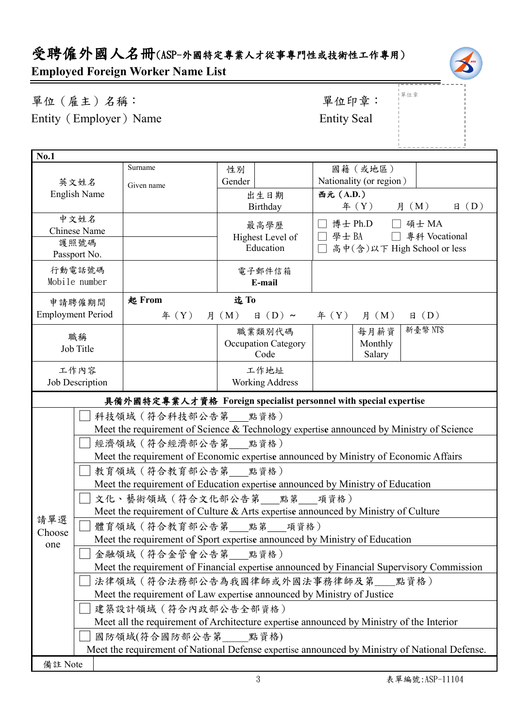# 受聘僱外國人名冊(ASP-外國特定專業人才從事專門性或技術性工作專用)

**Employed Foreign Worker Name List**

單位（雇主）名稱：
Entity（Employer）Name

單位印章：
Entity Seal

單位章

| **No.1** | | | | | | |
|---|---|---|---|---|---|---|
| 英文姓名 English Name | Surname<br>Given name | 性別 Gender | | 國籍（或地區） Nationality (or region) | | |
| | | 出生日期 Birthday | 西元（A.D.） 年（Y） 月（M） 日（D） | | | |
| 中文姓名 Chinese Name | | 最高學歷 Highest Level of Education | ☐ 博士 Ph.D ☐ 碩士 MA<br>☐ 學士 BA ☐ 專科 Vocational<br>☐ 高中(含)以下 High School or less | | | |
| 護照號碼 Passport No. | | | | | | |
| 行動電話號碼 Mobile number | | 電子郵件信箱 **E-mail** | | | | |
| 申請聘僱期間 Employment Period | **起 From** 年（Y） 月（M） 日（D）～ | **迄 To** 年（Y） 月（M） 日（D） | | | | |
| 職稱 Job Title | | 職業類別代碼 Occupation Category Code | | 每月薪資 Monthly Salary | 新臺幣 NT$ | |
| 工作內容 Job Description | | 工作地址 Working Address | | | | |

| **具備外國特定專業人才資格 Foreign specialist personnel with special expertise** | |
|---|---|
| 請單選 Choose one | ☐ 科技領域（符合科技部公告第____點資格）<br>Meet the requirement of Science & Technology expertise announced by Ministry of Science |
| | ☐ 經濟領域（符合經濟部公告第____點資格）<br>Meet the requirement of Economic expertise announced by Ministry of Economic Affairs |
| | ☐ 教育領域（符合教育部公告第____點資格）<br>Meet the requirement of Education expertise announced by Ministry of Education |
| | ☐ 文化、藝術領域（符合文化部公告第____點第____項資格）<br>Meet the requirement of Culture & Arts expertise announced by Ministry of Culture |
| | ☐ 體育領域（符合教育部公告第____點第____項資格）<br>Meet the requirement of Sport expertise announced by Ministry of Education |
| | ☐ 金融領域（符合金管會公告第____點資格）<br>Meet the requirement of Financial expertise announced by Financial Supervisory Commission |
| | ☐ 法律領域（符合法務部公告為我國律師或外國法事務律師及第____點資格）<br>Meet the requirement of Law expertise announced by Ministry of Justice |
| | ☐ 建築設計領域（符合內政部公告全部資格）<br>Meet all the requirement of Architecture expertise announced by Ministry of the Interior |
| | ☐ 國防領域(符合國防部公告第_____點資格)<br>Meet the requirement of National Defense expertise announced by Ministry of National Defense. |
| 備註 Note | |

表單編號:ASP-11104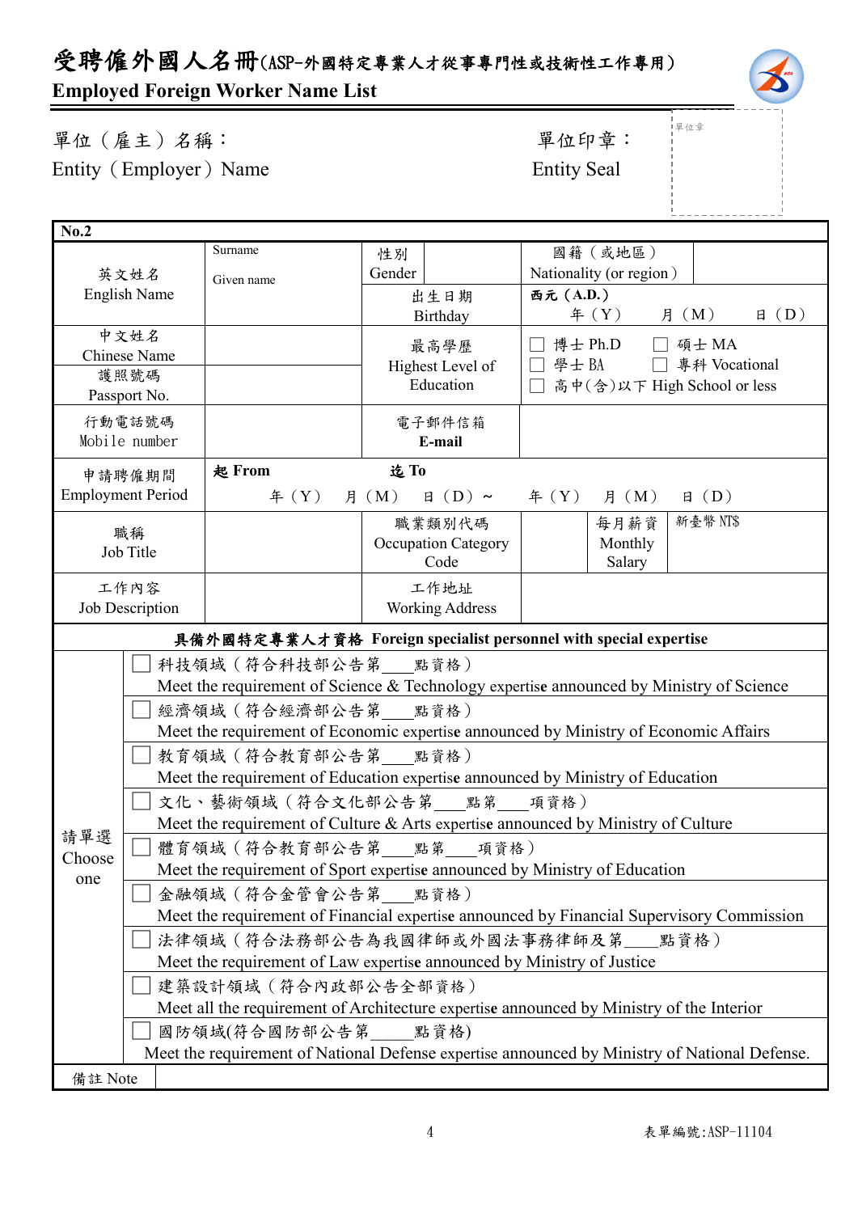# 受聘僱外國人名冊(ASP-外國特定專業人才從事專門性或技術性工作專用)

**Employed Foreign Worker Name List**

單位（雇主）名稱：
Entity（Employer）Name

單位印章：
Entity Seal

單位章

| **No.2** | | | | | |
|---|---|---|---|---|---|
| 英文姓名<br>English Name | Surname<br>Given name | 性別<br>Gender | | 國籍（或地區）<br>Nationality (or region) | |
| | | 出生日期<br>Birthday | **西元（A.D.）**<br>年（Y） 月（M） 日（D） | | |
| 中文姓名<br>Chinese Name | | 最高學歷<br>Highest Level of Education | ☐ 博士 Ph.D ☐ 碩士 MA<br>☐ 學士 BA ☐ 專科 Vocational<br>☐ 高中(含)以下 High School or less | | |
| 護照號碼<br>Passport No. | | | | | |
| 行動電話號碼<br>Mobile number | | 電子郵件信箱<br>**E-mail** | | | |
| 申請聘僱期間<br>Employment Period | **起 From** 年（Y） 月（M） 日（D）～ **迄 To** 年（Y） 月（M） 日（D） | | | | |
| 職稱<br>Job Title | | 職業類別代碼<br>Occupation Category Code | | 每月薪資<br>Monthly Salary | 新臺幣 NT$ |
| 工作內容<br>Job Description | | 工作地址<br>Working Address | | | |

| **具備外國特定專業人才資格 Foreign specialist personnel with special expertise** | |
|---|---|
| 請單選<br>Choose one | ☐ 科技領域（符合科技部公告第___點資格）<br>Meet the requirement of Science & Technology expertise announced by Ministry of Science |
| | ☐ 經濟領域（符合經濟部公告第___點資格）<br>Meet the requirement of Economic expertise announced by Ministry of Economic Affairs |
| | ☐ 教育領域（符合教育部公告第___點資格）<br>Meet the requirement of Education expertise announced by Ministry of Education |
| | ☐ 文化、藝術領域（符合文化部公告第___點第___項資格）<br>Meet the requirement of Culture & Arts expertise announced by Ministry of Culture |
| | ☐ 體育領域（符合教育部公告第___點第___項資格）<br>Meet the requirement of Sport expertise announced by Ministry of Education |
| | ☐ 金融領域（符合金管會公告第___點資格）<br>Meet the requirement of Financial expertise announced by Financial Supervisory Commission |
| | ☐ 法律領域（符合法務部公告為我國律師或外國法事務律師及第___點資格）<br>Meet the requirement of Law expertise announced by Ministry of Justice |
| | ☐ 建築設計領域（符合內政部公告全部資格）<br>Meet all the requirement of Architecture expertise announced by Ministry of the Interior |
| | ☐ 國防領域(符合國防部公告第____點資格)<br>Meet the requirement of National Defense expertise announced by Ministry of National Defense. |
| 備註 Note | |

表單編號:ASP-11104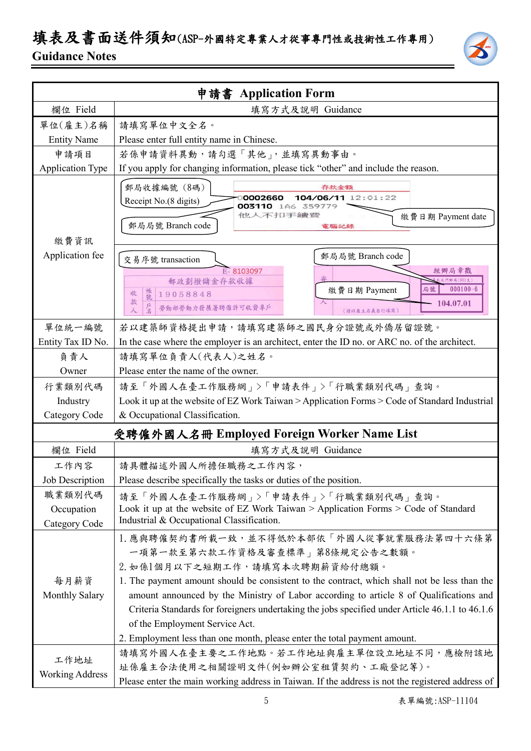# 填表及書面送件須知(ASP-外國特定專業人才從事專門性或技術性工作專用)

## Guidance Notes

| 申請書 Application Form | |
|---|---|
| 欄位 Field | 填寫方式及說明 Guidance |
| 單位(雇主)名稱 Entity Name | 請填寫單位中文全名。 Please enter full entity name in Chinese. |
| 申請項目 Application Type | 若係申請資料異動，請勾選「其他」，並填寫異動事由。 If you apply for changing information, please tick "other" and include the reason. |
| 繳費資訊 Application fee | 郵局收據編號（8碼） Receipt No.(8 digits)；郵局局號 Branch code；繳費日期 Payment date；交易序號 transaction；郵局局號 Branch code；繳費日期 Payment |
| 單位統一編號 Entity Tax ID No. | 若以建築師資格提出申請，請填寫建築師之國民身分證號或外僑居留證號。 In the case where the employer is an architect, enter the ID no. or ARC no. of the architect. |
| 負責人 Owner | 請填寫單位負責人(代表人)之姓名。 Please enter the name of the owner. |
| 行業類別代碼 Industry Category Code | 請至「外國人在臺工作服務網」>「申請表件」>「行職業類別代碼」查詢。 Look it up at the website of EZ Work Taiwan > Application Forms > Code of Standard Industrial & Occupational Classification. |

| 受聘僱外國人名冊 Employed Foreign Worker Name List | |
|---|---|
| 欄位 Field | 填寫方式及說明 Guidance |
| 工作內容 Job Description | 請具體描述外國人所擔任職務之工作內容， Please describe specifically the tasks or duties of the position. |
| 職業類別代碼 Occupation Category Code | 請至「外國人在臺工作服務網」>「申請表件」>「行職業類別代碼」查詢。 Look it up at the website of EZ Work Taiwan > Application Forms > Code of Standard Industrial & Occupational Classification. |
| 每月薪資 Monthly Salary | 1. 應與聘僱契約書所載一致，並不得低於本部依「外國人從事就業服務法第四十六條第一項第一款至第六款工作資格及審查標準」第8條規定公告之數額。<br>2. 如係1個月以下之短期工作，請填寫本次聘期薪資給付總額。<br>1. The payment amount should be consistent to the contract, which shall not be less than the amount announced by the Ministry of Labor according to article 8 of Qualifications and Criteria Standards for foreigners undertaking the jobs specified under Article 46.1.1 to 46.1.6 of the Employment Service Act.<br>2. Employment less than one month, please enter the total payment amount. |
| 工作地址 Working Address | 請填寫外國人在臺主要之工作地點。若工作地址與雇主單位設立地址不同，應檢附該地址係雇主合法使用之相關證明文件(例如辦公室租賃契約、工廠登記等)。 Please enter the main working address in Taiwan. If the address is not the registered address of |

表單編號:ASP-11104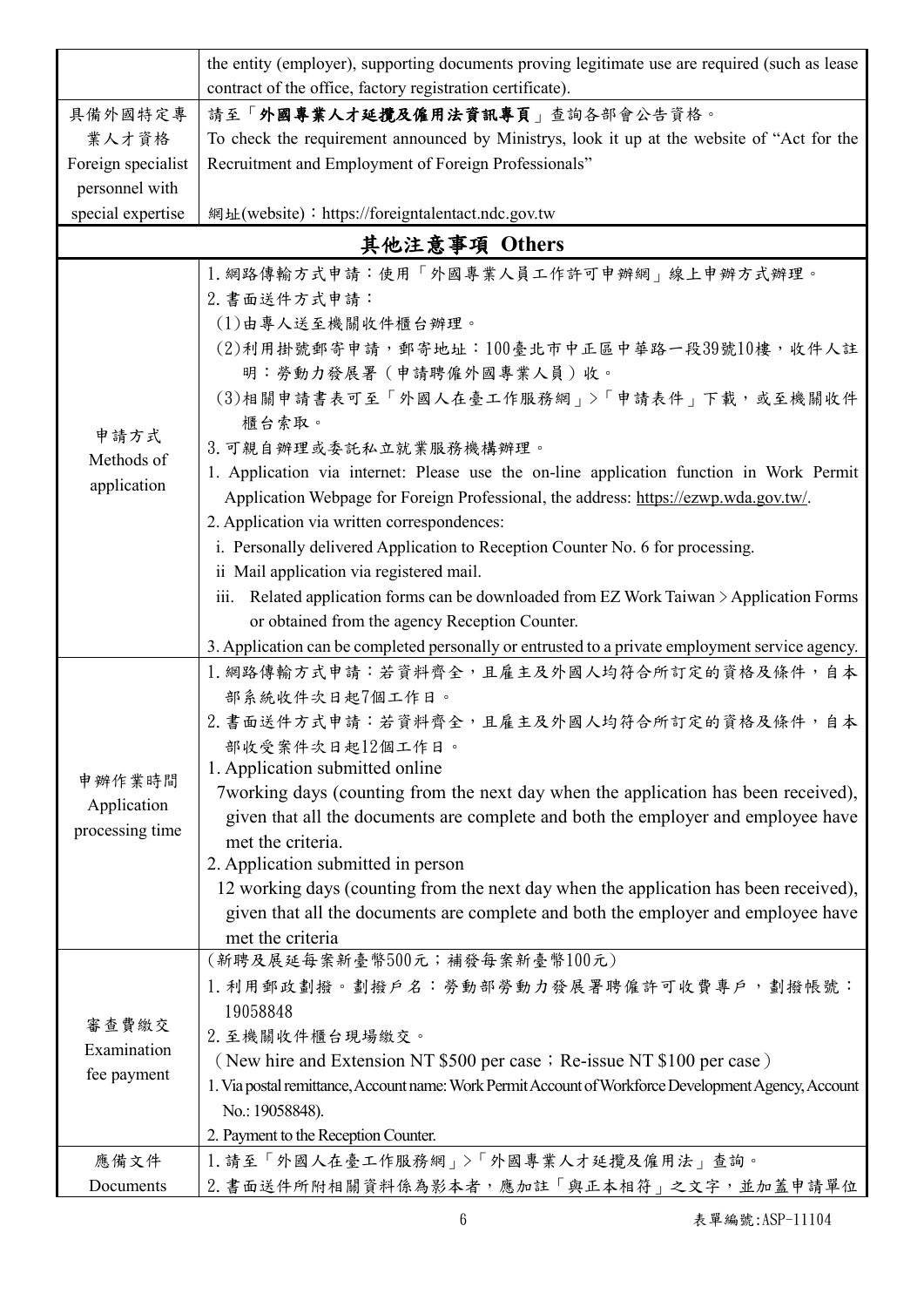| | |
|---|---|
| | the entity (employer), supporting documents proving legitimate use are required (such as lease contract of the office, factory registration certificate). |
| 具備外國特定專業人才資格<br>Foreign specialist personnel with special expertise | 請至「**外國專業人才延攬及僱用法資訊專頁**」查詢各部會公告資格。<br>To check the requirement announced by Ministrys, look it up at the website of "Act for the Recruitment and Employment of Foreign Professionals"<br>網址(website)：https://foreigntalentact.ndc.gov.tw |
| **其他注意事項 Others** | |
| 申請方式<br>Methods of application | 1.網路傳輸方式申請：使用「外國專業人員工作許可申辦網」線上申辦方式辦理。<br>2.書面送件方式申請：<br>(1)由專人送至機關收件櫃台辦理。<br>(2)利用掛號郵寄申請，郵寄地址：100臺北市中正區中華路一段39號10樓，收件人註明：勞動力發展署（申請聘僱外國專業人員）收。<br>(3)相關申請書表可至「外國人在臺工作服務網」>「申請表件」下載，或至機關收件櫃台索取。<br>3.可親自辦理或委託私立就業服務機構辦理。<br>1. Application via internet: Please use the on-line application function in Work Permit Application Webpage for Foreign Professional, the address: https://ezwp.wda.gov.tw/.<br>2. Application via written correspondences:<br>i. Personally delivered Application to Reception Counter No. 6 for processing.<br>ii Mail application via registered mail.<br>iii. Related application forms can be downloaded from EZ Work Taiwan > Application Forms or obtained from the agency Reception Counter.<br>3. Application can be completed personally or entrusted to a private employment service agency. |
| 申辦作業時間<br>Application processing time | 1.網路傳輸方式申請：若資料齊全，且雇主及外國人均符合所訂定的資格及條件，自本部系統收件次日起7個工作日。<br>2.書面送件方式申請：若資料齊全，且雇主及外國人均符合所訂定的資格及條件，自本部收受案件次日起12個工作日。<br>1. Application submitted online<br>7working days (counting from the next day when the application has been received), given that all the documents are complete and both the employer and employee have met the criteria.<br>2. Application submitted in person<br>12 working days (counting from the next day when the application has been received), given that all the documents are complete and both the employer and employee have met the criteria |
| 審查費繳交<br>Examination fee payment | (新聘及展延每案新臺幣500元；補發每案新臺幣100元)<br>1.利用郵政劃撥。劃撥戶名：勞動部勞動力發展署聘僱許可收費專戶，劃撥帳號：19058848<br>2.至機關收件櫃台現場繳交。<br>（New hire and Extension NT $500 per case；Re-issue NT $100 per case）<br>1. Via postal remittance, Account name: Work Permit Account of Workforce Development Agency, Account No.: 19058848).<br>2. Payment to the Reception Counter. |
| 應備文件<br>Documents | 1.請至「外國人在臺工作服務網」>「外國專業人才延攬及僱用法」查詢。<br>2.書面送件所附相關資料係為影本者，應加註「與正本相符」之文字，並加蓋申請單位 |

表單編號:ASP-11104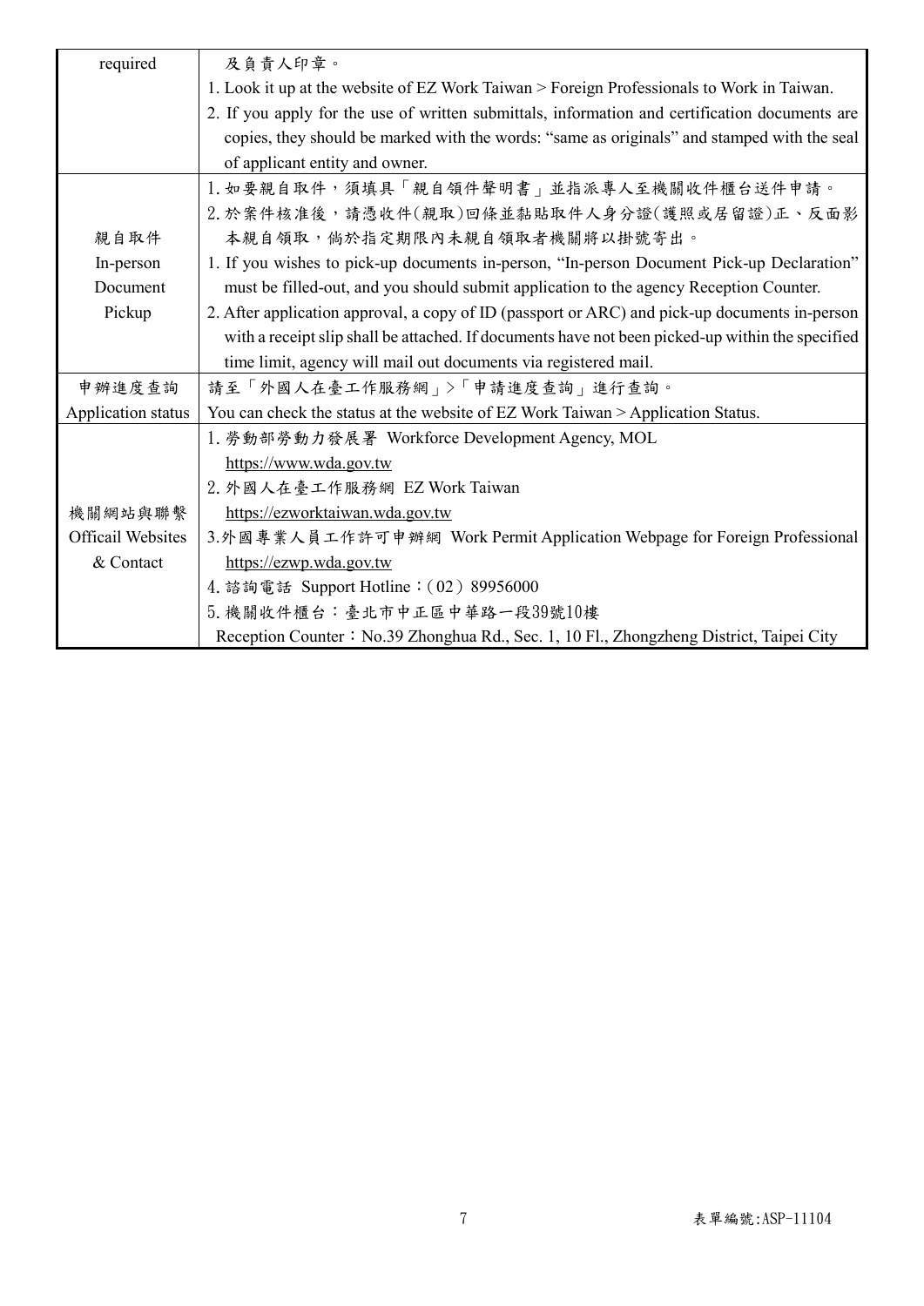| | |
|---|---|
| required | 及負責人印章。<br>1. Look it up at the website of EZ Work Taiwan > Foreign Professionals to Work in Taiwan.<br>2. If you apply for the use of written submittals, information and certification documents are copies, they should be marked with the words: "same as originals" and stamped with the seal of applicant entity and owner. |
| 親自取件<br>In-person Document Pickup | 1.如要親自取件，須填具「親自領件聲明書」並指派專人至機關收件櫃台送件申請。<br>2.於案件核准後，請憑收件(親取)回條並黏貼取件人身分證(護照或居留證)正、反面影本親自領取，倘於指定期限內未親自領取者機關將以掛號寄出。<br>1. If you wishes to pick-up documents in-person, "In-person Document Pick-up Declaration" must be filled-out, and you should submit application to the agency Reception Counter.<br>2. After application approval, a copy of ID (passport or ARC) and pick-up documents in-person with a receipt slip shall be attached. If documents have not been picked-up within the specified time limit, agency will mail out documents via registered mail. |
| 申辦進度查詢<br>Application status | 請至「外國人在臺工作服務網」>「申請進度查詢」進行查詢。<br>You can check the status at the website of EZ Work Taiwan > Application Status. |
| 機關網站與聯繫<br>Officail Websites & Contact | 1.勞動部勞動力發展署 Workforce Development Agency, MOL<br>https://www.wda.gov.tw<br>2.外國人在臺工作服務網 EZ Work Taiwan<br>https://ezworktaiwan.wda.gov.tw<br>3.外國專業人員工作許可申辦網 Work Permit Application Webpage for Foreign Professional<br>https://ezwp.wda.gov.tw<br>4.諮詢電話 Support Hotline：(02) 89956000<br>5.機關收件櫃台：臺北市中正區中華路一段39號10樓<br>Reception Counter：No.39 Zhonghua Rd., Sec. 1, 10 Fl., Zhongzheng District, Taipei City |

表單編號:ASP-11104